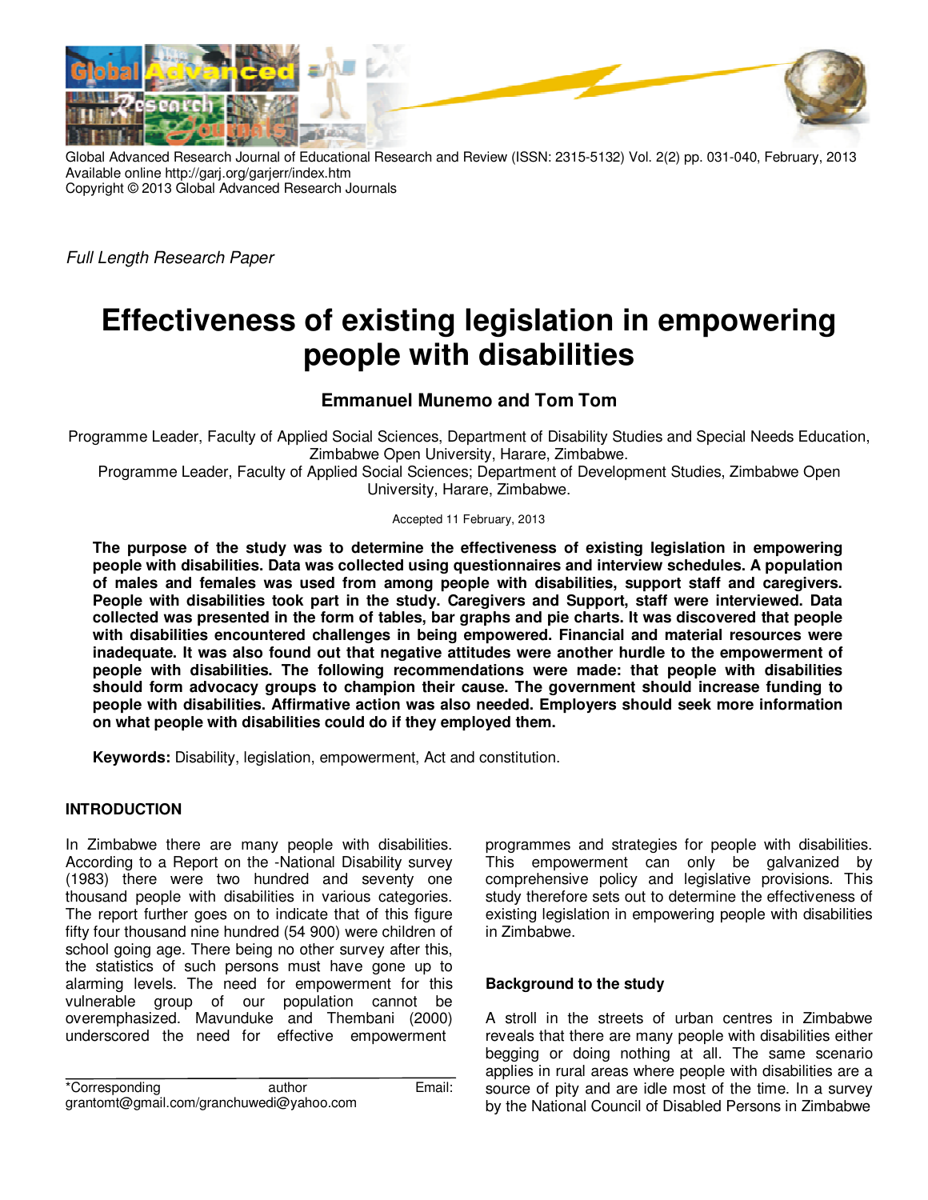Global Advanced Research Journal of Educational Research and Review (ISSN: 2315-5132) Vol. 2(2) pp. 031-040, February, 2013
Available online http://garj.org/garjerr/index.htm
Copyright © 2013 Global Advanced Research Journals

*Full Length Research Paper*

# Effectiveness of existing legislation in empowering people with disabilities

**Emmanuel Munemo and Tom Tom**

Programme Leader, Faculty of Applied Social Sciences, Department of Disability Studies and Special Needs Education, Zimbabwe Open University, Harare, Zimbabwe.
Programme Leader, Faculty of Applied Social Sciences; Department of Development Studies, Zimbabwe Open University, Harare, Zimbabwe.

Accepted 11 February, 2013

**The purpose of the study was to determine the effectiveness of existing legislation in empowering people with disabilities. Data was collected using questionnaires and interview schedules. A population of males and females was used from among people with disabilities, support staff and caregivers. People with disabilities took part in the study. Caregivers and Support, staff were interviewed. Data collected was presented in the form of tables, bar graphs and pie charts. It was discovered that people with disabilities encountered challenges in being empowered. Financial and material resources were inadequate. It was also found out that negative attitudes were another hurdle to the empowerment of people with disabilities. The following recommendations were made: that people with disabilities should form advocacy groups to champion their cause. The government should increase funding to people with disabilities. Affirmative action was also needed. Employers should seek more information on what people with disabilities could do if they employed them.**

**Keywords:** Disability, legislation, empowerment, Act and constitution.

## INTRODUCTION

In Zimbabwe there are many people with disabilities. According to a Report on the -National Disability survey (1983) there were two hundred and seventy one thousand people with disabilities in various categories. The report further goes on to indicate that of this figure fifty four thousand nine hundred (54 900) were children of school going age. There being no other survey after this, the statistics of such persons must have gone up to alarming levels. The need for empowerment for this vulnerable group of our population cannot be overemphasized. Mavunduke and Thembani (2000) underscored the need for effective empowerment programmes and strategies for people with disabilities. This empowerment can only be galvanized by comprehensive policy and legislative provisions. This study therefore sets out to determine the effectiveness of existing legislation in empowering people with disabilities in Zimbabwe.

### Background to the study

A stroll in the streets of urban centres in Zimbabwe reveals that there are many people with disabilities either begging or doing nothing at all. The same scenario applies in rural areas where people with disabilities are a source of pity and are idle most of the time. In a survey by the National Council of Disabled Persons in Zimbabwe

*Corresponding author Email: grantomt@gmail.com/granchuwedi@yahoo.com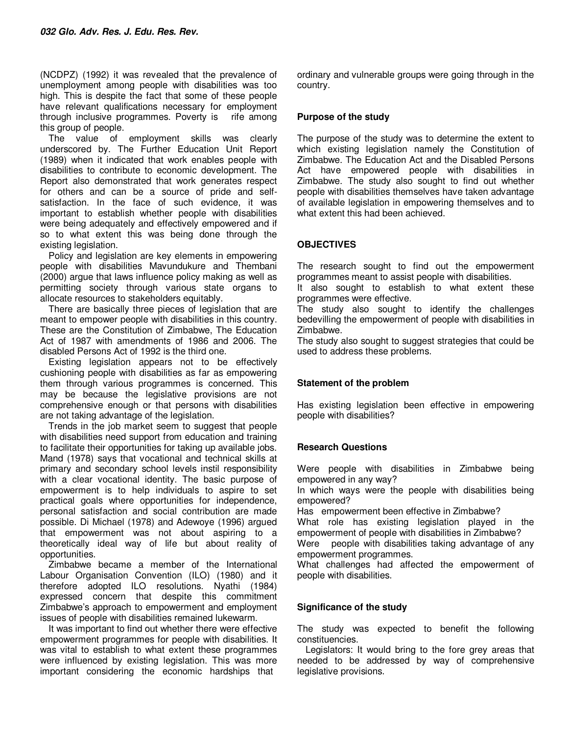(NCDPZ) (1992) it was revealed that the prevalence of unemployment among people with disabilities was too high. This is despite the fact that some of these people have relevant qualifications necessary for employment through inclusive programmes. Poverty is rife among this group of people.

The value of employment skills was clearly underscored by. The Further Education Unit Report (1989) when it indicated that work enables people with disabilities to contribute to economic development. The Report also demonstrated that work generates respect for others and can be a source of pride and self-satisfaction. In the face of such evidence, it was important to establish whether people with disabilities were being adequately and effectively empowered and if so to what extent this was being done through the existing legislation.

Policy and legislation are key elements in empowering people with disabilities Mavundukure and Thembani (2000) argue that laws influence policy making as well as permitting society through various state organs to allocate resources to stakeholders equitably.

There are basically three pieces of legislation that are meant to empower people with disabilities in this country. These are the Constitution of Zimbabwe, The Education Act of 1987 with amendments of 1986 and 2006. The disabled Persons Act of 1992 is the third one.

Existing legislation appears not to be effectively cushioning people with disabilities as far as empowering them through various programmes is concerned. This may be because the legislative provisions are not comprehensive enough or that persons with disabilities are not taking advantage of the legislation.

Trends in the job market seem to suggest that people with disabilities need support from education and training to facilitate their opportunities for taking up available jobs. Mand (1978) says that vocational and technical skills at primary and secondary school levels instil responsibility with a clear vocational identity. The basic purpose of empowerment is to help individuals to aspire to set practical goals where opportunities for independence, personal satisfaction and social contribution are made possible. Di Michael (1978) and Adewoye (1996) argued that empowerment was not about aspiring to a theoretically ideal way of life but about reality of opportunities.

Zimbabwe became a member of the International Labour Organisation Convention (ILO) (1980) and it therefore adopted ILO resolutions. Nyathi (1984) expressed concern that despite this commitment Zimbabwe's approach to empowerment and employment issues of people with disabilities remained lukewarm.

It was important to find out whether there were effective empowerment programmes for people with disabilities. It was vital to establish to what extent these programmes were influenced by existing legislation. This was more important considering the economic hardships that ordinary and vulnerable groups were going through in the country.

## Purpose of the study

The purpose of the study was to determine the extent to which existing legislation namely the Constitution of Zimbabwe. The Education Act and the Disabled Persons Act have empowered people with disabilities in Zimbabwe. The study also sought to find out whether people with disabilities themselves have taken advantage of available legislation in empowering themselves and to what extent this had been achieved.

## OBJECTIVES

The research sought to find out the empowerment programmes meant to assist people with disabilities.

It also sought to establish to what extent these programmes were effective.

The study also sought to identify the challenges bedevilling the empowerment of people with disabilities in Zimbabwe.

The study also sought to suggest strategies that could be used to address these problems.

## Statement of the problem

Has existing legislation been effective in empowering people with disabilities?

## Research Questions

Were people with disabilities in Zimbabwe being empowered in any way?

In which ways were the people with disabilities being empowered?

Has empowerment been effective in Zimbabwe?

What role has existing legislation played in the empowerment of people with disabilities in Zimbabwe?

Were people with disabilities taking advantage of any empowerment programmes.

What challenges had affected the empowerment of people with disabilities.

## Significance of the study

The study was expected to benefit the following constituencies.

Legislators: It would bring to the fore grey areas that needed to be addressed by way of comprehensive legislative provisions.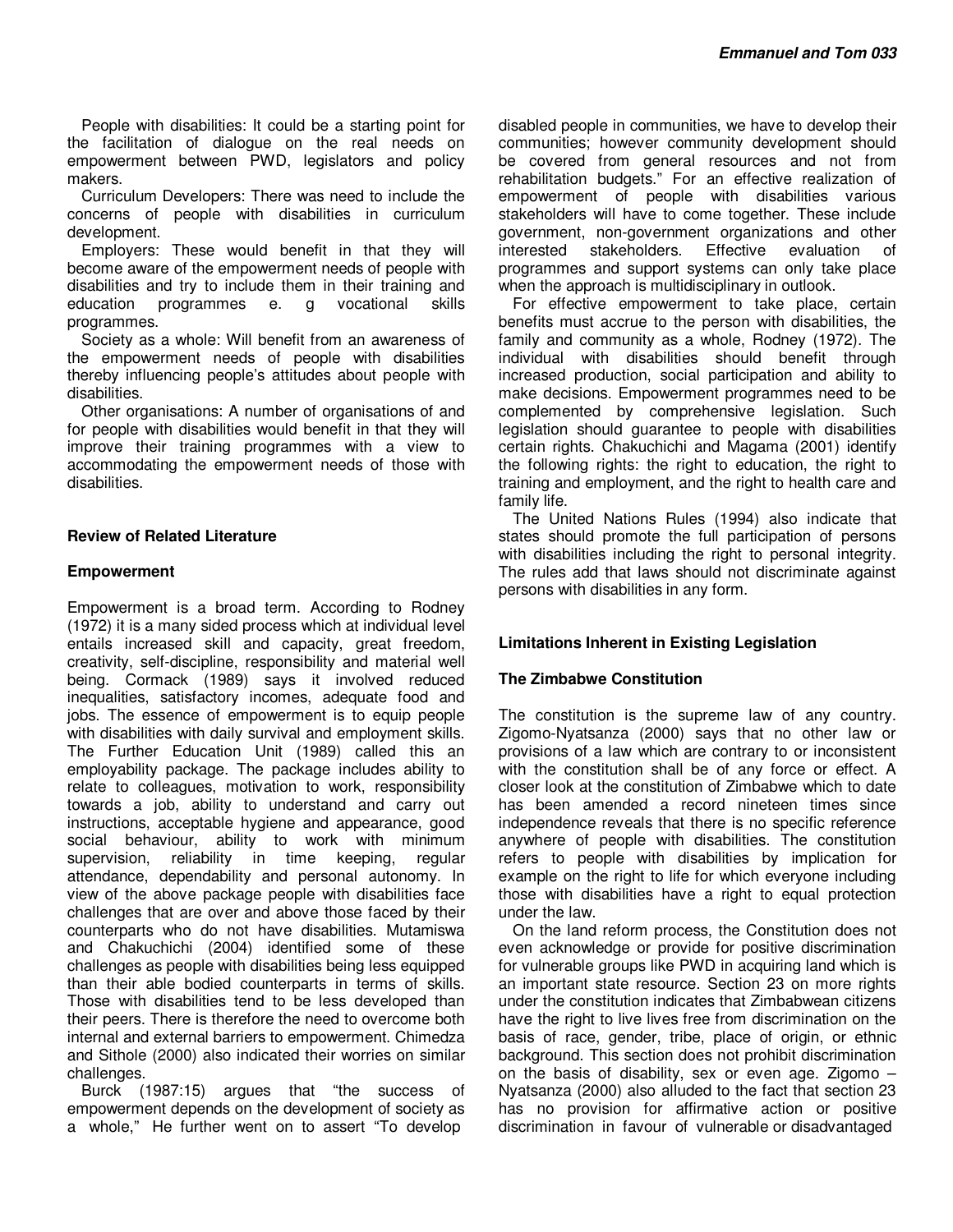People with disabilities: It could be a starting point for the facilitation of dialogue on the real needs on empowerment between PWD, legislators and policy makers.

Curriculum Developers: There was need to include the concerns of people with disabilities in curriculum development.

Employers: These would benefit in that they will become aware of the empowerment needs of people with disabilities and try to include them in their training and education programmes e. g vocational skills programmes.

Society as a whole: Will benefit from an awareness of the empowerment needs of people with disabilities thereby influencing people's attitudes about people with disabilities.

Other organisations: A number of organisations of and for people with disabilities would benefit in that they will improve their training programmes with a view to accommodating the empowerment needs of those with disabilities.

## Review of Related Literature

### Empowerment

Empowerment is a broad term. According to Rodney (1972) it is a many sided process which at individual level entails increased skill and capacity, great freedom, creativity, self-discipline, responsibility and material well being. Cormack (1989) says it involved reduced inequalities, satisfactory incomes, adequate food and jobs. The essence of empowerment is to equip people with disabilities with daily survival and employment skills. The Further Education Unit (1989) called this an employability package. The package includes ability to relate to colleagues, motivation to work, responsibility towards a job, ability to understand and carry out instructions, acceptable hygiene and appearance, good social behaviour, ability to work with minimum supervision, reliability in time keeping, regular attendance, dependability and personal autonomy. In view of the above package people with disabilities face challenges that are over and above those faced by their counterparts who do not have disabilities. Mutamiswa and Chakuchichi (2004) identified some of these challenges as people with disabilities being less equipped than their able bodied counterparts in terms of skills. Those with disabilities tend to be less developed than their peers. There is therefore the need to overcome both internal and external barriers to empowerment. Chimedza and Sithole (2000) also indicated their worries on similar challenges.

Burck (1987:15) argues that "the success of empowerment depends on the development of society as a whole," He further went on to assert "To develop disabled people in communities, we have to develop their communities; however community development should be covered from general resources and not from rehabilitation budgets." For an effective realization of empowerment of people with disabilities various stakeholders will have to come together. These include government, non-government organizations and other interested stakeholders. Effective evaluation of programmes and support systems can only take place when the approach is multidisciplinary in outlook.

For effective empowerment to take place, certain benefits must accrue to the person with disabilities, the family and community as a whole, Rodney (1972). The individual with disabilities should benefit through increased production, social participation and ability to make decisions. Empowerment programmes need to be complemented by comprehensive legislation. Such legislation should guarantee to people with disabilities certain rights. Chakuchichi and Magama (2001) identify the following rights: the right to education, the right to training and employment, and the right to health care and family life.

The United Nations Rules (1994) also indicate that states should promote the full participation of persons with disabilities including the right to personal integrity. The rules add that laws should not discriminate against persons with disabilities in any form.

## Limitations Inherent in Existing Legislation

### The Zimbabwe Constitution

The constitution is the supreme law of any country. Zigomo-Nyatsanza (2000) says that no other law or provisions of a law which are contrary to or inconsistent with the constitution shall be of any force or effect. A closer look at the constitution of Zimbabwe which to date has been amended a record nineteen times since independence reveals that there is no specific reference anywhere of people with disabilities. The constitution refers to people with disabilities by implication for example on the right to life for which everyone including those with disabilities have a right to equal protection under the law.

On the land reform process, the Constitution does not even acknowledge or provide for positive discrimination for vulnerable groups like PWD in acquiring land which is an important state resource. Section 23 on more rights under the constitution indicates that Zimbabwean citizens have the right to live lives free from discrimination on the basis of race, gender, tribe, place of origin, or ethnic background. This section does not prohibit discrimination on the basis of disability, sex or even age. Zigomo – Nyatsanza (2000) also alluded to the fact that section 23 has no provision for affirmative action or positive discrimination in favour of vulnerable or disadvantaged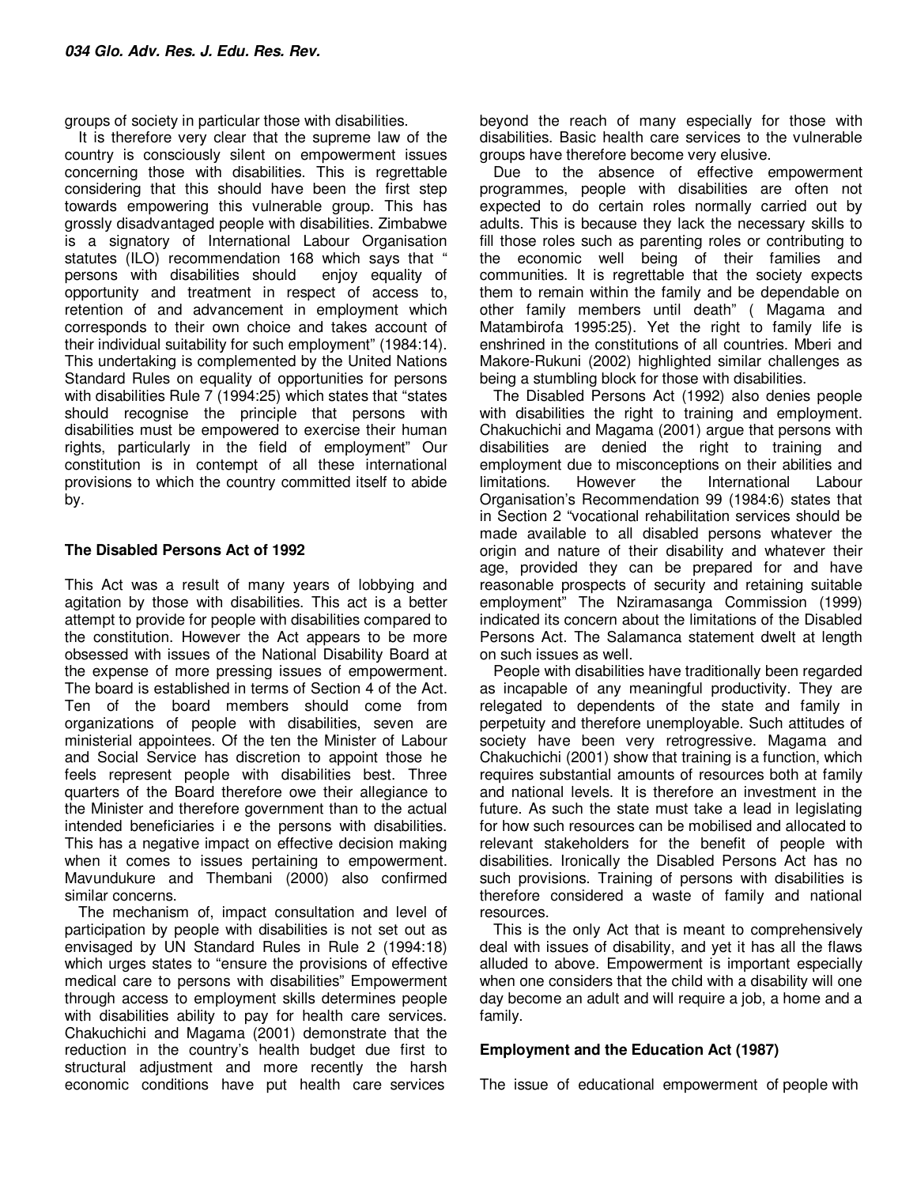groups of society in particular those with disabilities.

It is therefore very clear that the supreme law of the country is consciously silent on empowerment issues concerning those with disabilities. This is regrettable considering that this should have been the first step towards empowering this vulnerable group. This has grossly disadvantaged people with disabilities. Zimbabwe is a signatory of International Labour Organisation statutes (ILO) recommendation 168 which says that " persons with disabilities should enjoy equality of opportunity and treatment in respect of access to, retention of and advancement in employment which corresponds to their own choice and takes account of their individual suitability for such employment" (1984:14). This undertaking is complemented by the United Nations Standard Rules on equality of opportunities for persons with disabilities Rule 7 (1994:25) which states that "states should recognise the principle that persons with disabilities must be empowered to exercise their human rights, particularly in the field of employment" Our constitution is in contempt of all these international provisions to which the country committed itself to abide by.

### The Disabled Persons Act of 1992

This Act was a result of many years of lobbying and agitation by those with disabilities. This act is a better attempt to provide for people with disabilities compared to the constitution. However the Act appears to be more obsessed with issues of the National Disability Board at the expense of more pressing issues of empowerment. The board is established in terms of Section 4 of the Act. Ten of the board members should come from organizations of people with disabilities, seven are ministerial appointees. Of the ten the Minister of Labour and Social Service has discretion to appoint those he feels represent people with disabilities best. Three quarters of the Board therefore owe their allegiance to the Minister and therefore government than to the actual intended beneficiaries i e the persons with disabilities. This has a negative impact on effective decision making when it comes to issues pertaining to empowerment. Mavundukure and Thembani (2000) also confirmed similar concerns.

The mechanism of, impact consultation and level of participation by people with disabilities is not set out as envisaged by UN Standard Rules in Rule 2 (1994:18) which urges states to "ensure the provisions of effective medical care to persons with disabilities" Empowerment through access to employment skills determines people with disabilities ability to pay for health care services. Chakuchichi and Magama (2001) demonstrate that the reduction in the country's health budget due first to structural adjustment and more recently the harsh economic conditions have put health care services beyond the reach of many especially for those with disabilities. Basic health care services to the vulnerable groups have therefore become very elusive.

Due to the absence of effective empowerment programmes, people with disabilities are often not expected to do certain roles normally carried out by adults. This is because they lack the necessary skills to fill those roles such as parenting roles or contributing to the economic well being of their families and communities. It is regrettable that the society expects them to remain within the family and be dependable on other family members until death" ( Magama and Matambirofa 1995:25). Yet the right to family life is enshrined in the constitutions of all countries. Mberi and Makore-Rukuni (2002) highlighted similar challenges as being a stumbling block for those with disabilities.

The Disabled Persons Act (1992) also denies people with disabilities the right to training and employment. Chakuchichi and Magama (2001) argue that persons with disabilities are denied the right to training and employment due to misconceptions on their abilities and limitations. However the International Labour Organisation's Recommendation 99 (1984:6) states that in Section 2 "vocational rehabilitation services should be made available to all disabled persons whatever the origin and nature of their disability and whatever their age, provided they can be prepared for and have reasonable prospects of security and retaining suitable employment" The Nziramasanga Commission (1999) indicated its concern about the limitations of the Disabled Persons Act. The Salamanca statement dwelt at length on such issues as well.

People with disabilities have traditionally been regarded as incapable of any meaningful productivity. They are relegated to dependents of the state and family in perpetuity and therefore unemployable. Such attitudes of society have been very retrogressive. Magama and Chakuchichi (2001) show that training is a function, which requires substantial amounts of resources both at family and national levels. It is therefore an investment in the future. As such the state must take a lead in legislating for how such resources can be mobilised and allocated to relevant stakeholders for the benefit of people with disabilities. Ironically the Disabled Persons Act has no such provisions. Training of persons with disabilities is therefore considered a waste of family and national resources.

This is the only Act that is meant to comprehensively deal with issues of disability, and yet it has all the flaws alluded to above. Empowerment is important especially when one considers that the child with a disability will one day become an adult and will require a job, a home and a family.

### Employment and the Education Act (1987)

The issue of educational empowerment of people with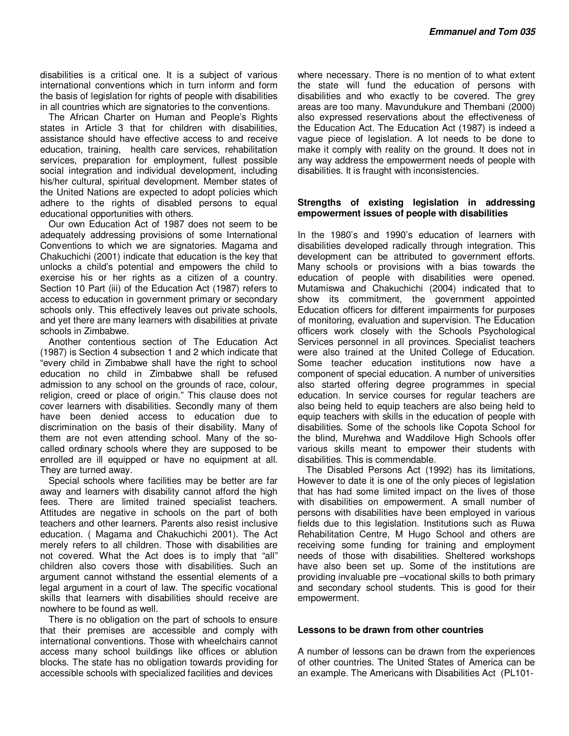disabilities is a critical one. It is a subject of various international conventions which in turn inform and form the basis of legislation for rights of people with disabilities in all countries which are signatories to the conventions.

The African Charter on Human and People's Rights states in Article 3 that for children with disabilities, assistance should have effective access to and receive education, training, health care services, rehabilitation services, preparation for employment, fullest possible social integration and individual development, including his/her cultural, spiritual development. Member states of the United Nations are expected to adopt policies which adhere to the rights of disabled persons to equal educational opportunities with others.

Our own Education Act of 1987 does not seem to be adequately addressing provisions of some International Conventions to which we are signatories. Magama and Chakuchichi (2001) indicate that education is the key that unlocks a child's potential and empowers the child to exercise his or her rights as a citizen of a country. Section 10 Part (iii) of the Education Act (1987) refers to access to education in government primary or secondary schools only. This effectively leaves out private schools, and yet there are many learners with disabilities at private schools in Zimbabwe.

Another contentious section of The Education Act (1987) is Section 4 subsection 1 and 2 which indicate that "every child in Zimbabwe shall have the right to school education no child in Zimbabwe shall be refused admission to any school on the grounds of race, colour, religion, creed or place of origin." This clause does not cover learners with disabilities. Secondly many of them have been denied access to education due to discrimination on the basis of their disability. Many of them are not even attending school. Many of the so-called ordinary schools where they are supposed to be enrolled are ill equipped or have no equipment at all. They are turned away.

Special schools where facilities may be better are far away and learners with disability cannot afford the high fees. There are limited trained specialist teachers. Attitudes are negative in schools on the part of both teachers and other learners. Parents also resist inclusive education. ( Magama and Chakuchichi 2001). The Act merely refers to all children. Those with disabilities are not covered. What the Act does is to imply that "all" children also covers those with disabilities. Such an argument cannot withstand the essential elements of a legal argument in a court of law. The specific vocational skills that learners with disabilities should receive are nowhere to be found as well.

There is no obligation on the part of schools to ensure that their premises are accessible and comply with international conventions. Those with wheelchairs cannot access many school buildings like offices or ablution blocks. The state has no obligation towards providing for accessible schools with specialized facilities and devices where necessary. There is no mention of to what extent the state will fund the education of persons with disabilities and who exactly to be covered. The grey areas are too many. Mavundukure and Thembani (2000) also expressed reservations about the effectiveness of the Education Act. The Education Act (1987) is indeed a vague piece of legislation. A lot needs to be done to make it comply with reality on the ground. It does not in any way address the empowerment needs of people with disabilities. It is fraught with inconsistencies.

**Strengths of existing legislation in addressing empowerment issues of people with disabilities**

In the 1980's and 1990's education of learners with disabilities developed radically through integration. This development can be attributed to government efforts. Many schools or provisions with a bias towards the education of people with disabilities were opened. Mutamiswa and Chakuchichi (2004) indicated that to show its commitment, the government appointed Education officers for different impairments for purposes of monitoring, evaluation and supervision. The Education officers work closely with the Schools Psychological Services personnel in all provinces. Specialist teachers were also trained at the United College of Education. Some teacher education institutions now have a component of special education. A number of universities also started offering degree programmes in special education. In service courses for regular teachers are also being held to equip teachers are also being held to equip teachers with skills in the education of people with disabilities. Some of the schools like Copota School for the blind, Murehwa and Waddilove High Schools offer various skills meant to empower their students with disabilities. This is commendable.

The Disabled Persons Act (1992) has its limitations, However to date it is one of the only pieces of legislation that has had some limited impact on the lives of those with disabilities on empowerment. A small number of persons with disabilities have been employed in various fields due to this legislation. Institutions such as Ruwa Rehabilitation Centre, M Hugo School and others are receiving some funding for training and employment needs of those with disabilities. Sheltered workshops have also been set up. Some of the institutions are providing invaluable pre –vocational skills to both primary and secondary school students. This is good for their empowerment.

**Lessons to be drawn from other countries**

A number of lessons can be drawn from the experiences of other countries. The United States of America can be an example. The Americans with Disabilities Act (PL101-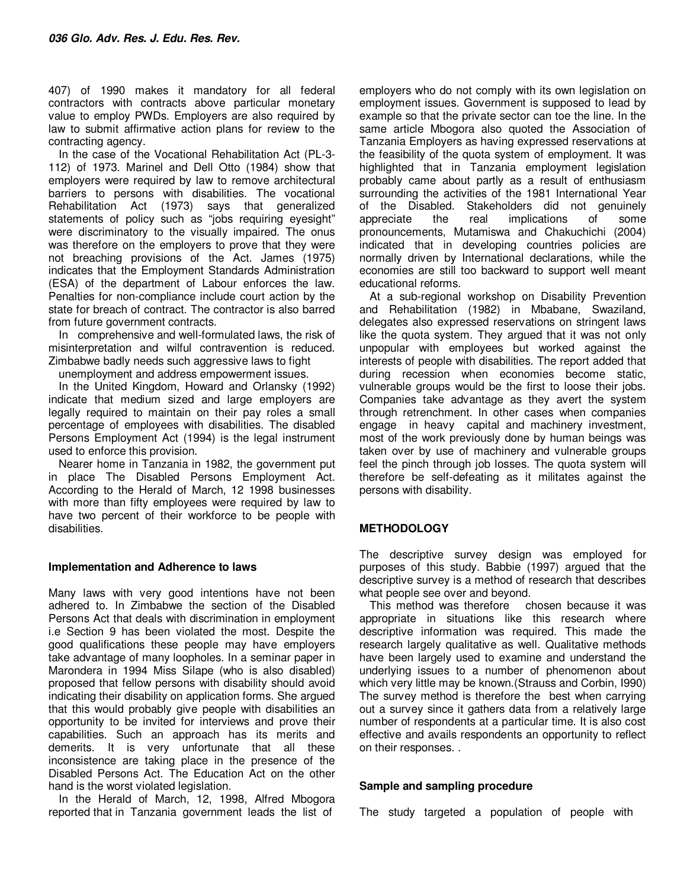407) of 1990 makes it mandatory for all federal contractors with contracts above particular monetary value to employ PWDs. Employers are also required by law to submit affirmative action plans for review to the contracting agency.

In the case of the Vocational Rehabilitation Act (PL-3-112) of 1973. Marinel and Dell Otto (1984) show that employers were required by law to remove architectural barriers to persons with disabilities. The vocational Rehabilitation Act (1973) says that generalized statements of policy such as "jobs requiring eyesight" were discriminatory to the visually impaired. The onus was therefore on the employers to prove that they were not breaching provisions of the Act. James (1975) indicates that the Employment Standards Administration (ESA) of the department of Labour enforces the law. Penalties for non-compliance include court action by the state for breach of contract. The contractor is also barred from future government contracts.

In comprehensive and well-formulated laws, the risk of misinterpretation and wilful contravention is reduced. Zimbabwe badly needs such aggressive laws to fight unemployment and address empowerment issues.

In the United Kingdom, Howard and Orlansky (1992) indicate that medium sized and large employers are legally required to maintain on their pay roles a small percentage of employees with disabilities. The disabled Persons Employment Act (1994) is the legal instrument used to enforce this provision.

Nearer home in Tanzania in 1982, the government put in place The Disabled Persons Employment Act. According to the Herald of March, 12 1998 businesses with more than fifty employees were required by law to have two percent of their workforce to be people with disabilities.

### Implementation and Adherence to laws

Many laws with very good intentions have not been adhered to. In Zimbabwe the section of the Disabled Persons Act that deals with discrimination in employment i.e Section 9 has been violated the most. Despite the good qualifications these people may have employers take advantage of many loopholes. In a seminar paper in Marondera in 1994 Miss Silape (who is also disabled) proposed that fellow persons with disability should avoid indicating their disability on application forms. She argued that this would probably give people with disabilities an opportunity to be invited for interviews and prove their capabilities. Such an approach has its merits and demerits. It is very unfortunate that all these inconsistence are taking place in the presence of the Disabled Persons Act. The Education Act on the other hand is the worst violated legislation.

In the Herald of March, 12, 1998, Alfred Mbogora reported that in Tanzania government leads the list of employers who do not comply with its own legislation on employment issues. Government is supposed to lead by example so that the private sector can toe the line. In the same article Mbogora also quoted the Association of Tanzania Employers as having expressed reservations at the feasibility of the quota system of employment. It was highlighted that in Tanzania employment legislation probably came about partly as a result of enthusiasm surrounding the activities of the 1981 International Year of the Disabled. Stakeholders did not genuinely appreciate the real implications of some pronouncements, Mutamiswa and Chakuchichi (2004) indicated that in developing countries policies are normally driven by International declarations, while the economies are still too backward to support well meant educational reforms.

At a sub-regional workshop on Disability Prevention and Rehabilitation (1982) in Mbabane, Swaziland, delegates also expressed reservations on stringent laws like the quota system. They argued that it was not only unpopular with employees but worked against the interests of people with disabilities. The report added that during recession when economies become static, vulnerable groups would be the first to loose their jobs. Companies take advantage as they avert the system through retrenchment. In other cases when companies engage in heavy capital and machinery investment, most of the work previously done by human beings was taken over by use of machinery and vulnerable groups feel the pinch through job losses. The quota system will therefore be self-defeating as it militates against the persons with disability.

## METHODOLOGY

The descriptive survey design was employed for purposes of this study. Babbie (1997) argued that the descriptive survey is a method of research that describes what people see over and beyond.

This method was therefore chosen because it was appropriate in situations like this research where descriptive information was required. This made the research largely qualitative as well. Qualitative methods have been largely used to examine and understand the underlying issues to a number of phenomenon about which very little may be known.(Strauss and Corbin, I990) The survey method is therefore the best when carrying out a survey since it gathers data from a relatively large number of respondents at a particular time. It is also cost effective and avails respondents an opportunity to reflect on their responses. .

### Sample and sampling procedure

The study targeted a population of people with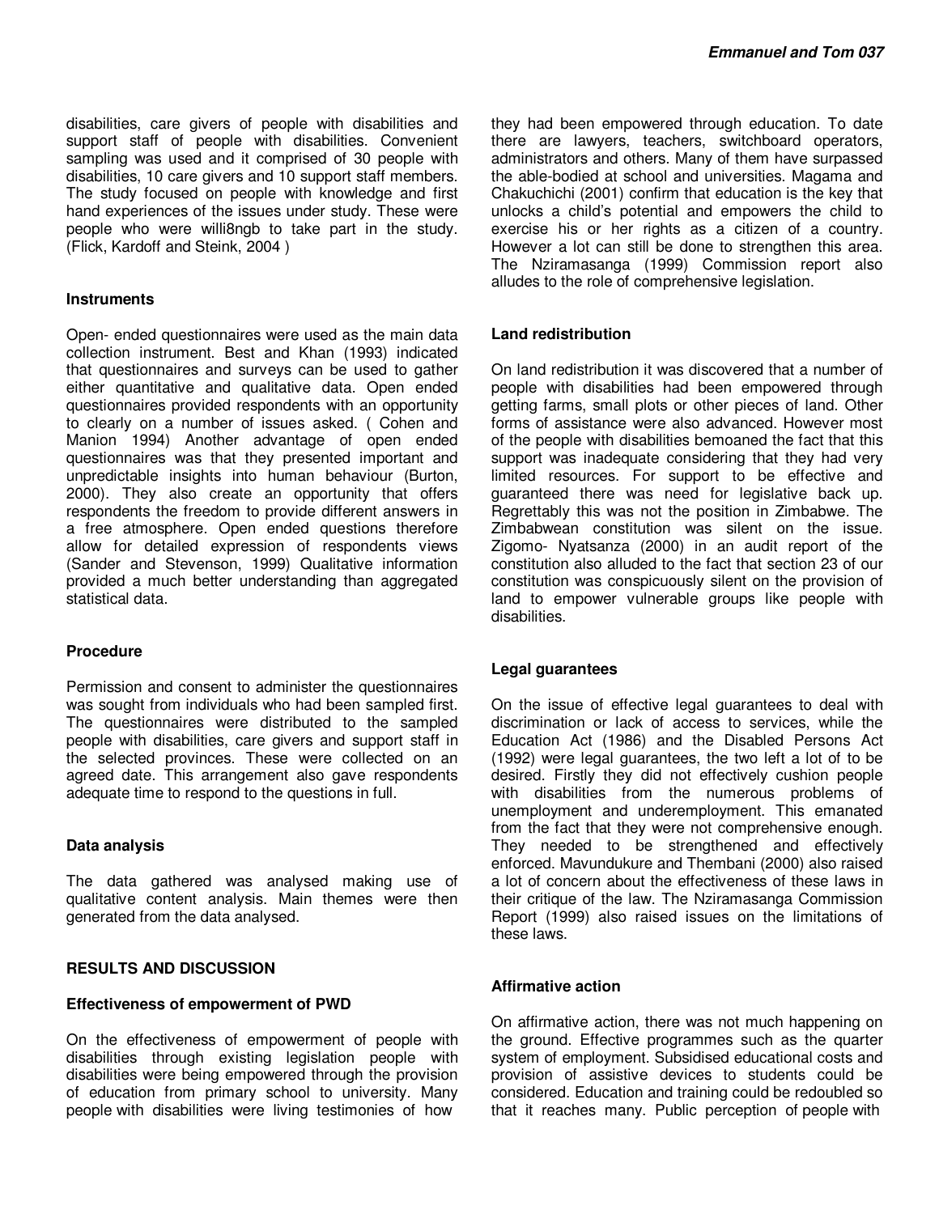disabilities, care givers of people with disabilities and support staff of people with disabilities. Convenient sampling was used and it comprised of 30 people with disabilities, 10 care givers and 10 support staff members. The study focused on people with knowledge and first hand experiences of the issues under study. These were people who were willi8ngb to take part in the study. (Flick, Kardoff and Steink, 2004 )

### Instruments

Open- ended questionnaires were used as the main data collection instrument. Best and Khan (1993) indicated that questionnaires and surveys can be used to gather either quantitative and qualitative data. Open ended questionnaires provided respondents with an opportunity to clearly on a number of issues asked. ( Cohen and Manion 1994) Another advantage of open ended questionnaires was that they presented important and unpredictable insights into human behaviour (Burton, 2000). They also create an opportunity that offers respondents the freedom to provide different answers in a free atmosphere. Open ended questions therefore allow for detailed expression of respondents views (Sander and Stevenson, 1999) Qualitative information provided a much better understanding than aggregated statistical data.

### Procedure

Permission and consent to administer the questionnaires was sought from individuals who had been sampled first. The questionnaires were distributed to the sampled people with disabilities, care givers and support staff in the selected provinces. These were collected on an agreed date. This arrangement also gave respondents adequate time to respond to the questions in full.

### Data analysis

The data gathered was analysed making use of qualitative content analysis. Main themes were then generated from the data analysed.

## RESULTS AND DISCUSSION

### Effectiveness of empowerment of PWD

On the effectiveness of empowerment of people with disabilities through existing legislation people with disabilities were being empowered through the provision of education from primary school to university. Many people with disabilities were living testimonies of how they had been empowered through education. To date there are lawyers, teachers, switchboard operators, administrators and others. Many of them have surpassed the able-bodied at school and universities. Magama and Chakuchichi (2001) confirm that education is the key that unlocks a child's potential and empowers the child to exercise his or her rights as a citizen of a country. However a lot can still be done to strengthen this area. The Nziramasanga (1999) Commission report also alludes to the role of comprehensive legislation.

### Land redistribution

On land redistribution it was discovered that a number of people with disabilities had been empowered through getting farms, small plots or other pieces of land. Other forms of assistance were also advanced. However most of the people with disabilities bemoaned the fact that this support was inadequate considering that they had very limited resources. For support to be effective and guaranteed there was need for legislative back up. Regrettably this was not the position in Zimbabwe. The Zimbabwean constitution was silent on the issue. Zigomo- Nyatsanza (2000) in an audit report of the constitution also alluded to the fact that section 23 of our constitution was conspicuously silent on the provision of land to empower vulnerable groups like people with disabilities.

### Legal guarantees

On the issue of effective legal guarantees to deal with discrimination or lack of access to services, while the Education Act (1986) and the Disabled Persons Act (1992) were legal guarantees, the two left a lot of to be desired. Firstly they did not effectively cushion people with disabilities from the numerous problems of unemployment and underemployment. This emanated from the fact that they were not comprehensive enough. They needed to be strengthened and effectively enforced. Mavundukure and Thembani (2000) also raised a lot of concern about the effectiveness of these laws in their critique of the law. The Nziramasanga Commission Report (1999) also raised issues on the limitations of these laws.

### Affirmative action

On affirmative action, there was not much happening on the ground. Effective programmes such as the quarter system of employment. Subsidised educational costs and provision of assistive devices to students could be considered. Education and training could be redoubled so that it reaches many. Public perception of people with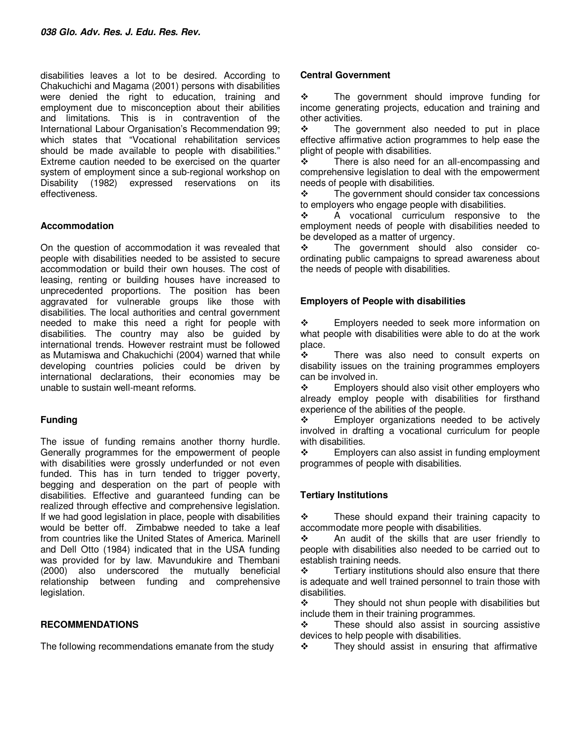disabilities leaves a lot to be desired. According to Chakuchichi and Magama (2001) persons with disabilities were denied the right to education, training and employment due to misconception about their abilities and limitations. This is in contravention of the International Labour Organisation's Recommendation 99; which states that "Vocational rehabilitation services should be made available to people with disabilities." Extreme caution needed to be exercised on the quarter system of employment since a sub-regional workshop on Disability (1982) expressed reservations on its effectiveness.

### Accommodation

On the question of accommodation it was revealed that people with disabilities needed to be assisted to secure accommodation or build their own houses. The cost of leasing, renting or building houses have increased to unprecedented proportions. The position has been aggravated for vulnerable groups like those with disabilities. The local authorities and central government needed to make this need a right for people with disabilities. The country may also be guided by international trends. However restraint must be followed as Mutamiswa and Chakuchichi (2004) warned that while developing countries policies could be driven by international declarations, their economies may be unable to sustain well-meant reforms.

### Funding

The issue of funding remains another thorny hurdle. Generally programmes for the empowerment of people with disabilities were grossly underfunded or not even funded. This has in turn tended to trigger poverty, begging and desperation on the part of people with disabilities. Effective and guaranteed funding can be realized through effective and comprehensive legislation. If we had good legislation in place, people with disabilities would be better off. Zimbabwe needed to take a leaf from countries like the United States of America. Marinell and Dell Otto (1984) indicated that in the USA funding was provided for by law. Mavundukire and Thembani (2000) also underscored the mutually beneficial relationship between funding and comprehensive legislation.

## RECOMMENDATIONS

The following recommendations emanate from the study

### Central Government

- The government should improve funding for income generating projects, education and training and other activities.
- The government also needed to put in place effective affirmative action programmes to help ease the plight of people with disabilities.
- There is also need for an all-encompassing and comprehensive legislation to deal with the empowerment needs of people with disabilities.
- The government should consider tax concessions to employers who engage people with disabilities.
- A vocational curriculum responsive to the employment needs of people with disabilities needed to be developed as a matter of urgency.
- The government should also consider co-ordinating public campaigns to spread awareness about the needs of people with disabilities.

### Employers of People with disabilities

- Employers needed to seek more information on what people with disabilities were able to do at the work place.
- There was also need to consult experts on disability issues on the training programmes employers can be involved in.
- Employers should also visit other employers who already employ people with disabilities for firsthand experience of the abilities of the people.
- Employer organizations needed to be actively involved in drafting a vocational curriculum for people with disabilities.
- Employers can also assist in funding employment programmes of people with disabilities.

### Tertiary Institutions

- These should expand their training capacity to accommodate more people with disabilities.
- An audit of the skills that are user friendly to people with disabilities also needed to be carried out to establish training needs.
- Tertiary institutions should also ensure that there is adequate and well trained personnel to train those with disabilities.
- They should not shun people with disabilities but include them in their training programmes.
- These should also assist in sourcing assistive devices to help people with disabilities.
- They should assist in ensuring that affirmative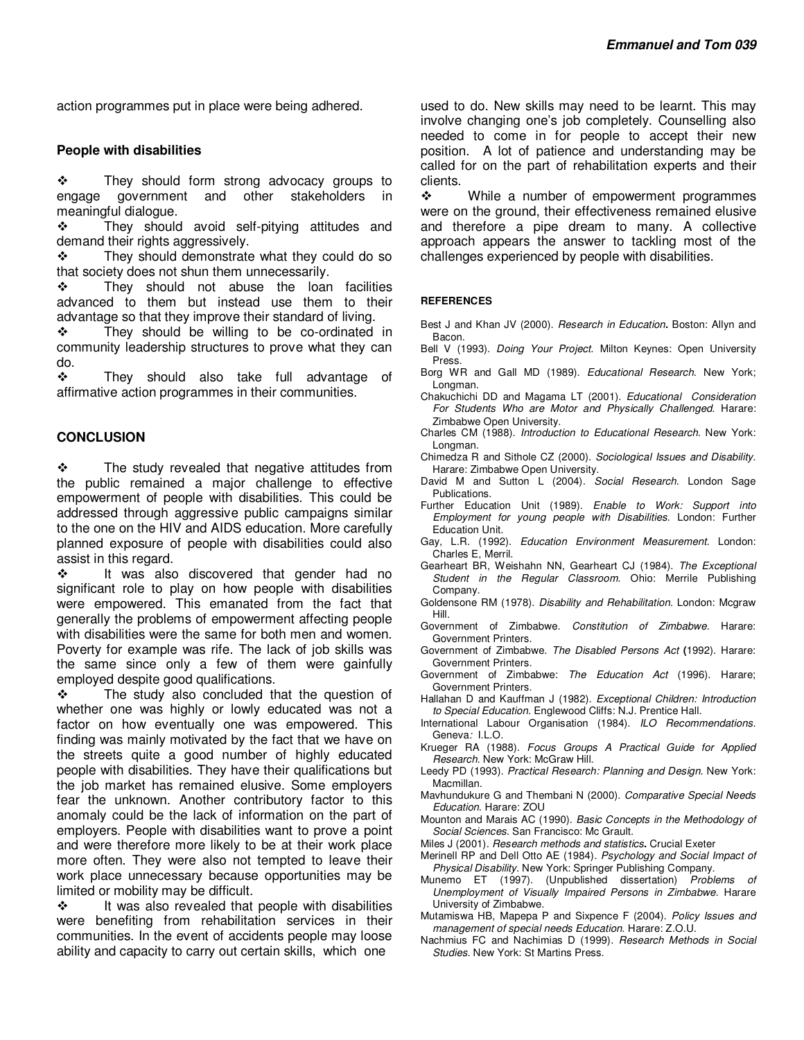action programmes put in place were being adhered.

### People with disabilities

- They should form strong advocacy groups to engage government and other stakeholders in meaningful dialogue.
- They should avoid self-pitying attitudes and demand their rights aggressively.
- They should demonstrate what they could do so that society does not shun them unnecessarily.
- They should not abuse the loan facilities advanced to them but instead use them to their advantage so that they improve their standard of living.
- They should be willing to be co-ordinated in community leadership structures to prove what they can do.
- They should also take full advantage of affirmative action programmes in their communities.

## CONCLUSION

- The study revealed that negative attitudes from the public remained a major challenge to effective empowerment of people with disabilities. This could be addressed through aggressive public campaigns similar to the one on the HIV and AIDS education. More carefully planned exposure of people with disabilities could also assist in this regard.
- It was also discovered that gender had no significant role to play on how people with disabilities were empowered. This emanated from the fact that generally the problems of empowerment affecting people with disabilities were the same for both men and women. Poverty for example was rife. The lack of job skills was the same since only a few of them were gainfully employed despite good qualifications.
- The study also concluded that the question of whether one was highly or lowly educated was not a factor on how eventually one was empowered. This finding was mainly motivated by the fact that we have on the streets quite a good number of highly educated people with disabilities. They have their qualifications but the job market has remained elusive. Some employers fear the unknown. Another contributory factor to this anomaly could be the lack of information on the part of employers. People with disabilities want to prove a point and were therefore more likely to be at their work place more often. They were also not tempted to leave their work place unnecessary because opportunities may be limited or mobility may be difficult.
- It was also revealed that people with disabilities were benefiting from rehabilitation services in their communities. In the event of accidents people may loose ability and capacity to carry out certain skills, which one used to do. New skills may need to be learnt. This may involve changing one's job completely. Counselling also needed to come in for people to accept their new position. A lot of patience and understanding may be called for on the part of rehabilitation experts and their clients.
- While a number of empowerment programmes were on the ground, their effectiveness remained elusive and therefore a pipe dream to many. A collective approach appears the answer to tackling most of the challenges experienced by people with disabilities.

## REFERENCES

Best J and Khan JV (2000). *Research in Education*. Boston: Allyn and Bacon.

Bell V (1993). *Doing Your Project*. Milton Keynes: Open University Press.

Borg WR and Gall MD (1989). *Educational Research*. New York; Longman.

Chakuchichi DD and Magama LT (2001). *Educational Consideration For Students Who are Motor and Physically Challenged*. Harare: Zimbabwe Open University.

Charles CM (1988). *Introduction to Educational Research*. New York: Longman.

Chimedza R and Sithole CZ (2000). *Sociological Issues and Disability*. Harare: Zimbabwe Open University.

David M and Sutton L (2004). *Social Research*. London Sage Publications.

Further Education Unit (1989). *Enable to Work: Support into Employment for young people with Disabilities*. London: Further Education Unit.

Gay, L.R. (1992). *Education Environment Measurement*. London: Charles E, Merril.

Gearheart BR, Weishahn NN, Gearheart CJ (1984). *The Exceptional Student in the Regular Classroom*. Ohio: Merrile Publishing Company.

Goldensone RM (1978). *Disability and Rehabilitation*. London: Mcgraw Hill.

Government of Zimbabwe. *Constitution of Zimbabwe*. Harare: Government Printers.

Government of Zimbabwe. *The Disabled Persons Act* **(**1992). Harare: Government Printers.

Government of Zimbabwe: *The Education Act* (1996). Harare; Government Printers.

Hallahan D and Kauffman J (1982). *Exceptional Children: Introduction to Special Education*. Englewood Cliffs: N.J. Prentice Hall.

International Labour Organisation (1984). *ILO Recommendations*. Geneva*:* I.L.O.

Krueger RA (1988). *Focus Groups A Practical Guide for Applied Research*. New York: McGraw Hill.

Leedy PD (1993). *Practical Research: Planning and Design*. New York: Macmillan.

Mavhundukure G and Thembani N (2000). *Comparative Special Needs Education*. Harare: ZOU

Mounton and Marais AC (1990). *Basic Concepts in the Methodology of Social Sciences*. San Francisco: Mc Grault.

Miles J (2001). *Research methods and statistics***.** Crucial Exeter

Merinell RP and Dell Otto AE (1984). *Psychology and Social Impact of Physical Disability*. New York: Springer Publishing Company.

Munemo ET (1997). (Unpublished dissertation) *Problems of Unemployment of Visually Impaired Persons in Zimbabwe*. Harare University of Zimbabwe.

Mutamiswa HB, Mapepa P and Sixpence F (2004). *Policy Issues and management of special needs Education*. Harare: Z.O.U.

Nachmius FC and Nachimias D (1999). *Research Methods in Social Studies*. New York: St Martins Press.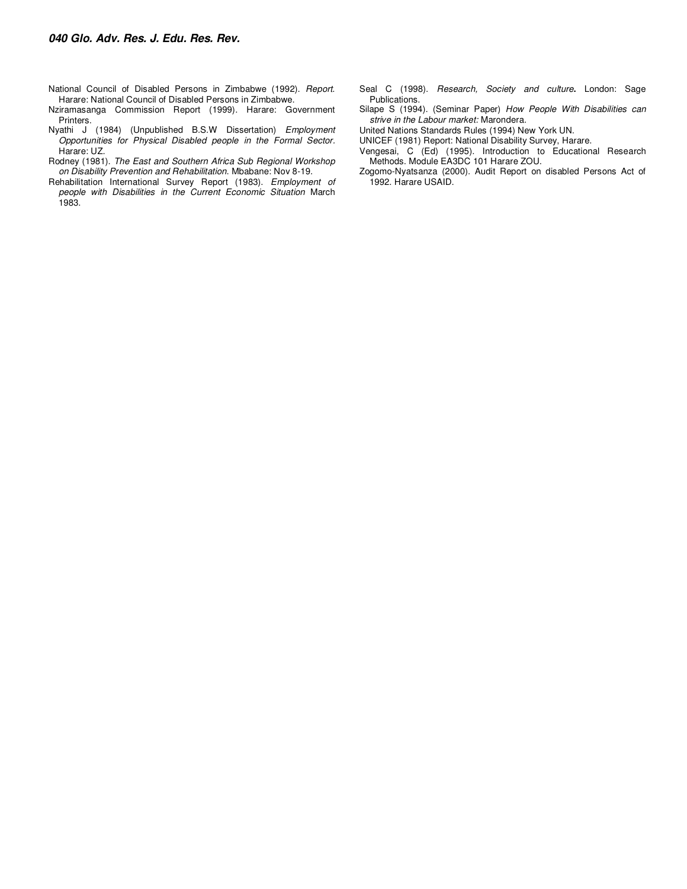National Council of Disabled Persons in Zimbabwe (1992). *Report.* Harare: National Council of Disabled Persons in Zimbabwe.

Nziramasanga Commission Report (1999). Harare: Government Printers.

Nyathi J (1984) (Unpublished B.S.W Dissertation) *Employment Opportunities for Physical Disabled people in the Formal Sector*. Harare: UZ.

Rodney (1981). *The East and Southern Africa Sub Regional Workshop on Disability Prevention and Rehabilitation.* Mbabane: Nov 8-19.

Rehabilitation International Survey Report (1983). *Employment of people with Disabilities in the Current Economic Situation* March 1983.

Seal C (1998). *Research, Society and culture*. London: Sage Publications.

Silape S (1994). (Seminar Paper) *How People With Disabilities can strive in the Labour market:* Marondera.

United Nations Standards Rules (1994) New York UN.

UNICEF (1981) Report: National Disability Survey, Harare.

Vengesai, C (Ed) (1995). Introduction to Educational Research Methods. Module EA3DC 101 Harare ZOU.

Zogomo-Nyatsanza (2000). Audit Report on disabled Persons Act of 1992. Harare USAID.